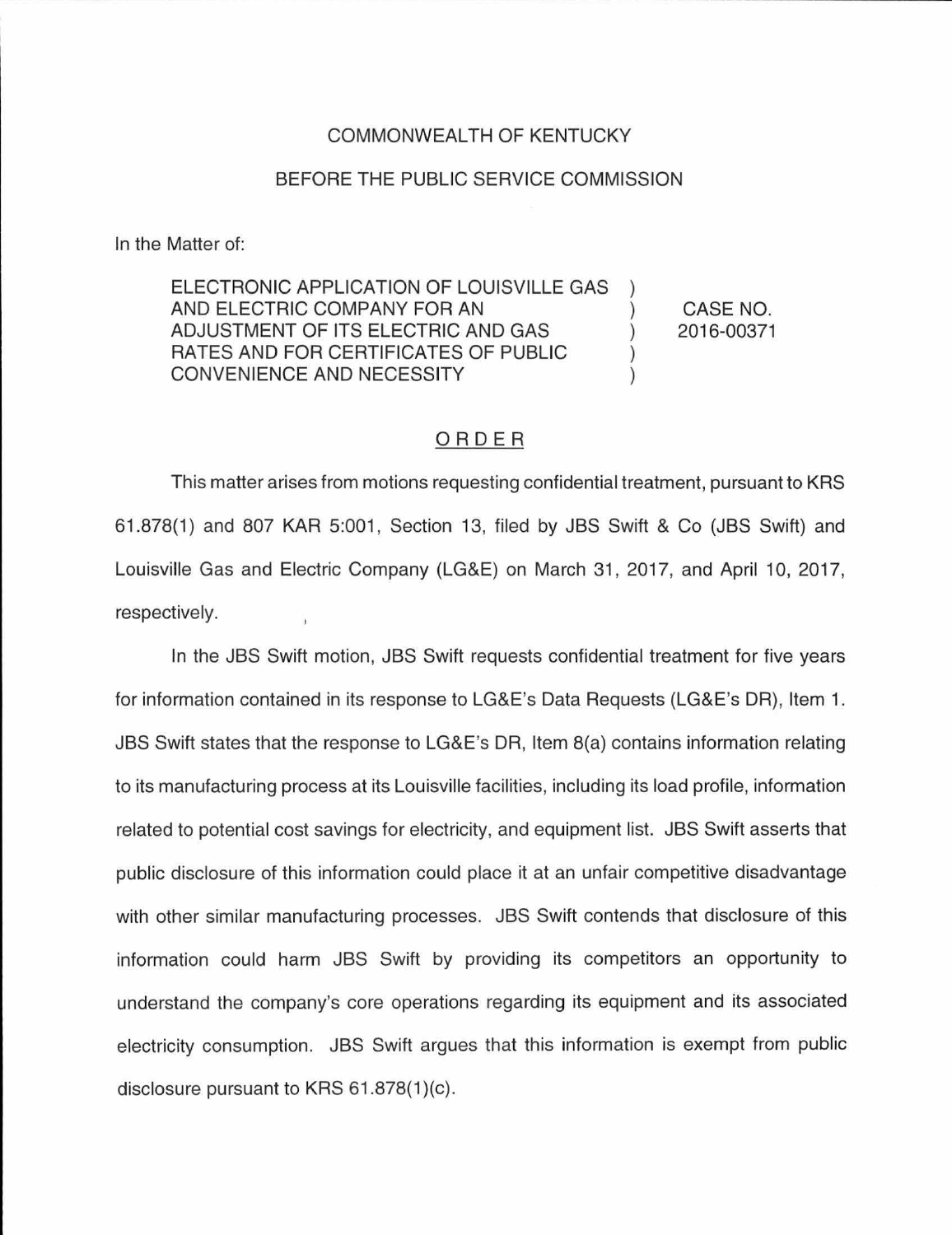COMMONWEALTH OF KENTUCKY

BEFORE THE PUBLIC SERVICE COMMISSION

In the Matter of:

| | | |
|---|---|---|
| ELECTRONIC APPLICATION OF LOUISVILLE GAS AND ELECTRIC COMPANY FOR AN ADJUSTMENT OF ITS ELECTRIC AND GAS RATES AND FOR CERTIFICATES OF PUBLIC CONVENIENCE AND NECESSITY | ) ) ) ) ) | CASE NO. 2016-00371 |

<u>ORDER</u>

This matter arises from motions requesting confidential treatment, pursuant to KRS 61.878(1) and 807 KAR 5:001, Section 13, filed by JBS Swift & Co (JBS Swift) and Louisville Gas and Electric Company (LG&E) on March 31, 2017, and April 10, 2017, respectively.

In the JBS Swift motion, JBS Swift requests confidential treatment for five years for information contained in its response to LG&E's Data Requests (LG&E's DR), Item 1. JBS Swift states that the response to LG&E's DR, Item 8(a) contains information relating to its manufacturing process at its Louisville facilities, including its load profile, information related to potential cost savings for electricity, and equipment list. JBS Swift asserts that public disclosure of this information could place it at an unfair competitive disadvantage with other similar manufacturing processes. JBS Swift contends that disclosure of this information could harm JBS Swift by providing its competitors an opportunity to understand the company's core operations regarding its equipment and its associated electricity consumption. JBS Swift argues that this information is exempt from public disclosure pursuant to KRS 61.878(1)(c).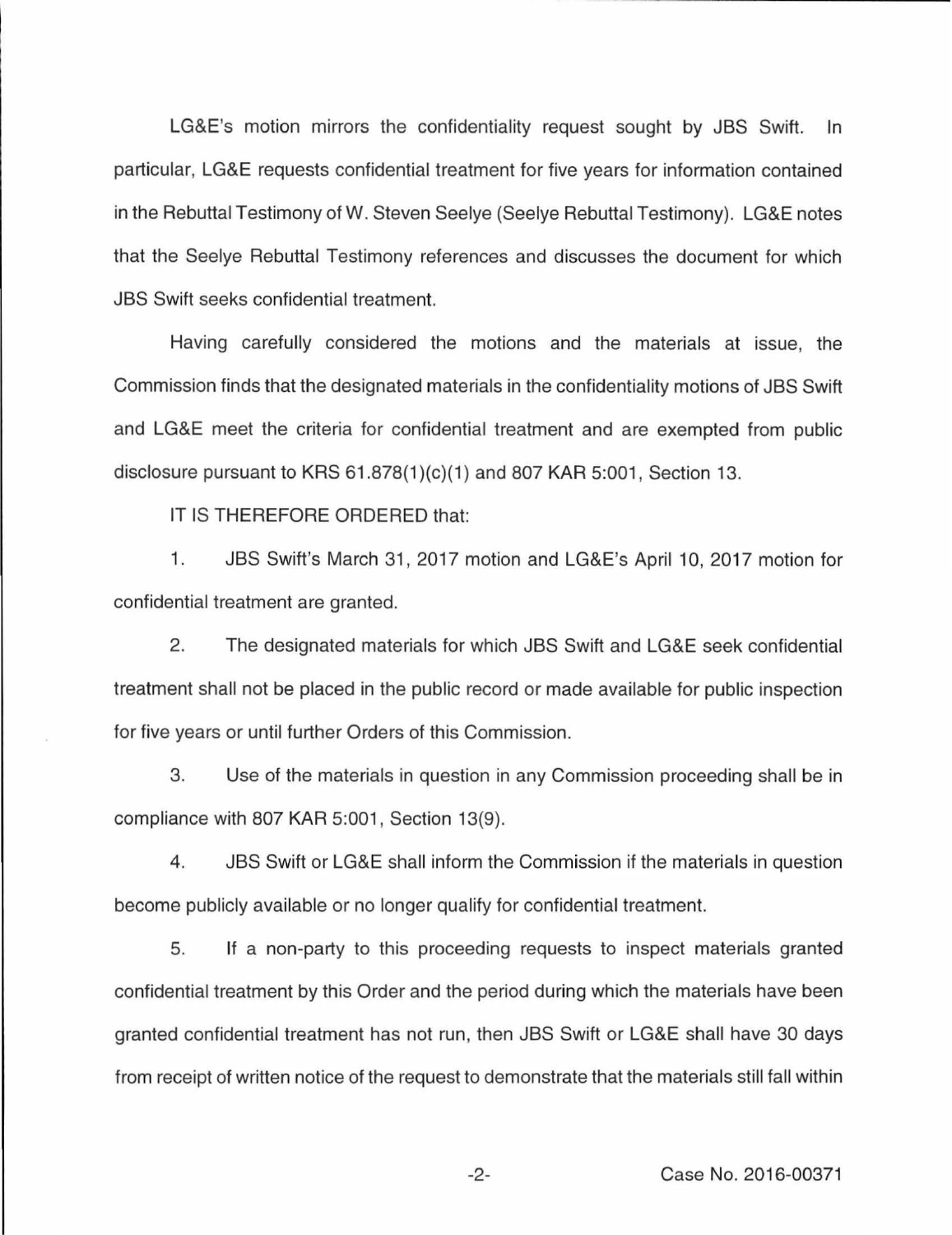LG&E's motion mirrors the confidentiality request sought by JBS Swift. In particular, LG&E requests confidential treatment for five years for information contained in the Rebuttal Testimony of W. Steven Seelye (Seelye Rebuttal Testimony). LG&E notes that the Seelye Rebuttal Testimony references and discusses the document for which JBS Swift seeks confidential treatment.

Having carefully considered the motions and the materials at issue, the Commission finds that the designated materials in the confidentiality motions of JBS Swift and LG&E meet the criteria for confidential treatment and are exempted from public disclosure pursuant to KRS 61.878(1)(c)(1) and 807 KAR 5:001, Section 13.

IT IS THEREFORE ORDERED that:

1. JBS Swift's March 31, 2017 motion and LG&E's April 10, 2017 motion for confidential treatment are granted.

2. The designated materials for which JBS Swift and LG&E seek confidential treatment shall not be placed in the public record or made available for public inspection for five years or until further Orders of this Commission.

3. Use of the materials in question in any Commission proceeding shall be in compliance with 807 KAR 5:001, Section 13(9).

4. JBS Swift or LG&E shall inform the Commission if the materials in question become publicly available or no longer qualify for confidential treatment.

5. If a non-party to this proceeding requests to inspect materials granted confidential treatment by this Order and the period during which the materials have been granted confidential treatment has not run, then JBS Swift or LG&E shall have 30 days from receipt of written notice of the request to demonstrate that the materials still fall within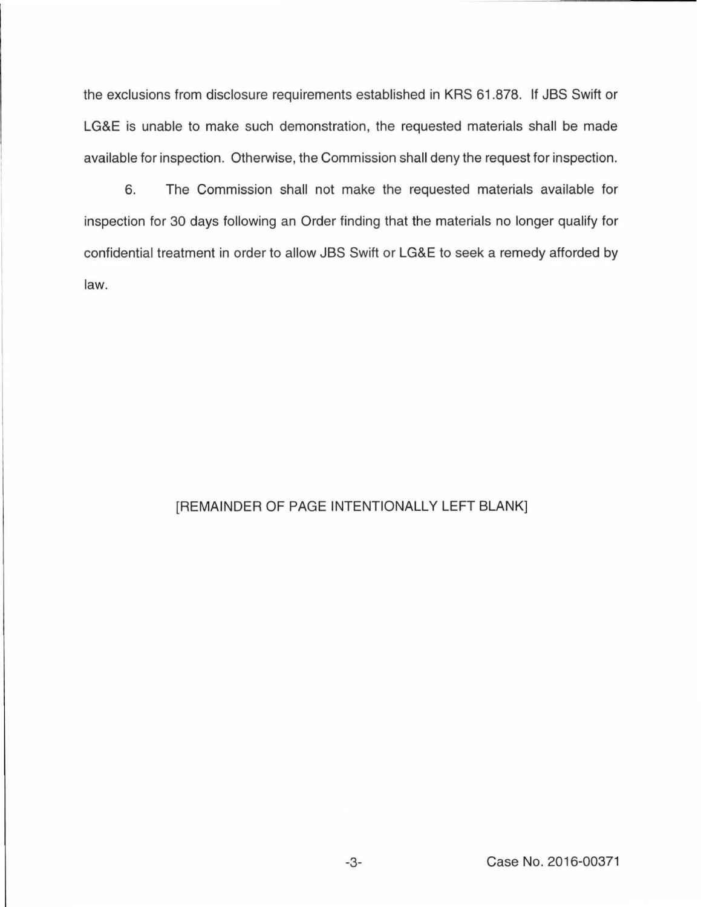the exclusions from disclosure requirements established in KRS 61.878. If JBS Swift or LG&E is unable to make such demonstration, the requested materials shall be made available for inspection. Otherwise, the Commission shall deny the request for inspection.

6. The Commission shall not make the requested materials available for inspection for 30 days following an Order finding that the materials no longer qualify for confidential treatment in order to allow JBS Swift or LG&E to seek a remedy afforded by law.

[REMAINDER OF PAGE INTENTIONALLY LEFT BLANK]

Case No. 2016-00371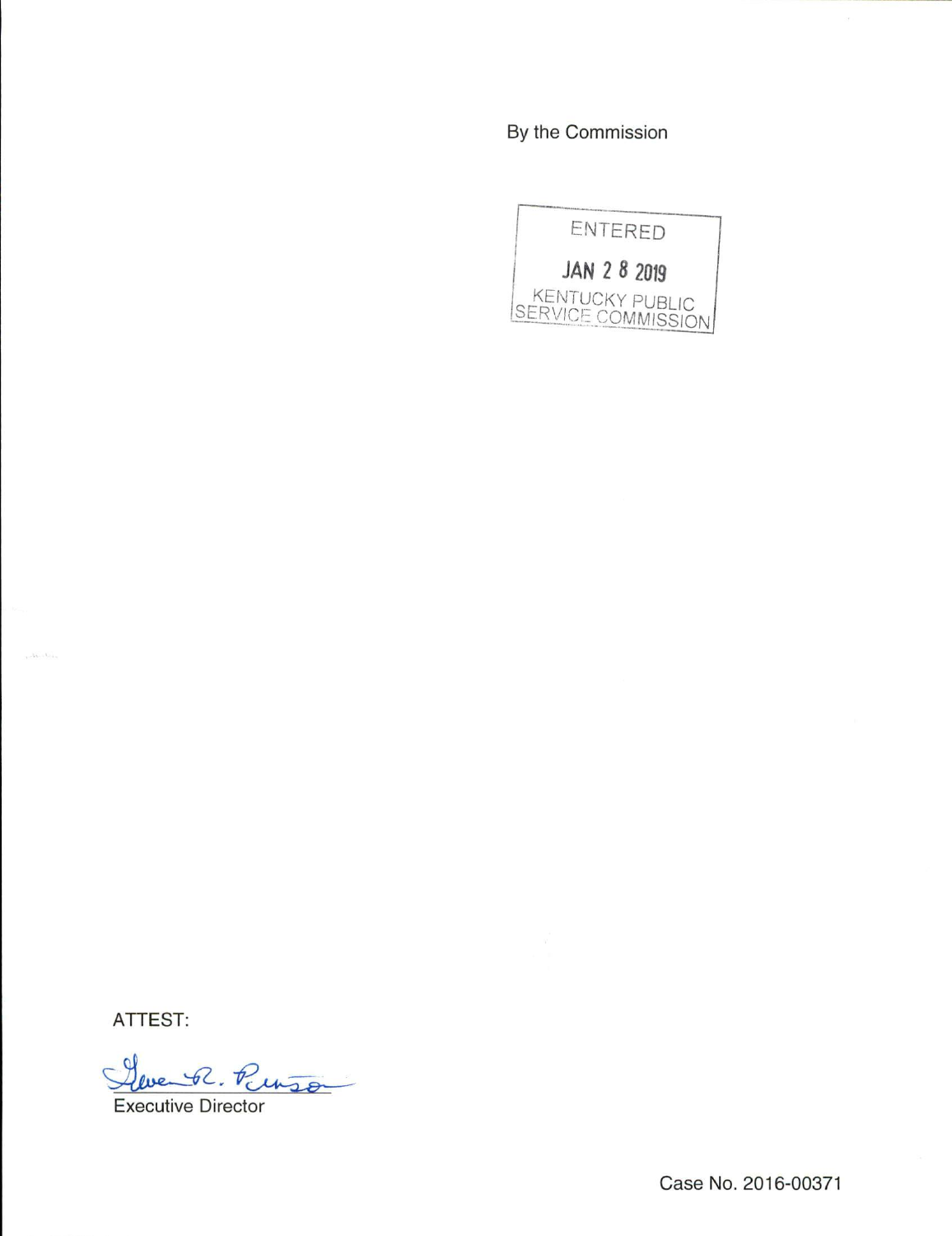By the Commission

ENTERED

JAN 2 8 2019

KENTUCKY PUBLIC SERVICE COMMISSION

ATTEST:

Gwen R. Pinson

Executive Director

Case No. 2016-00371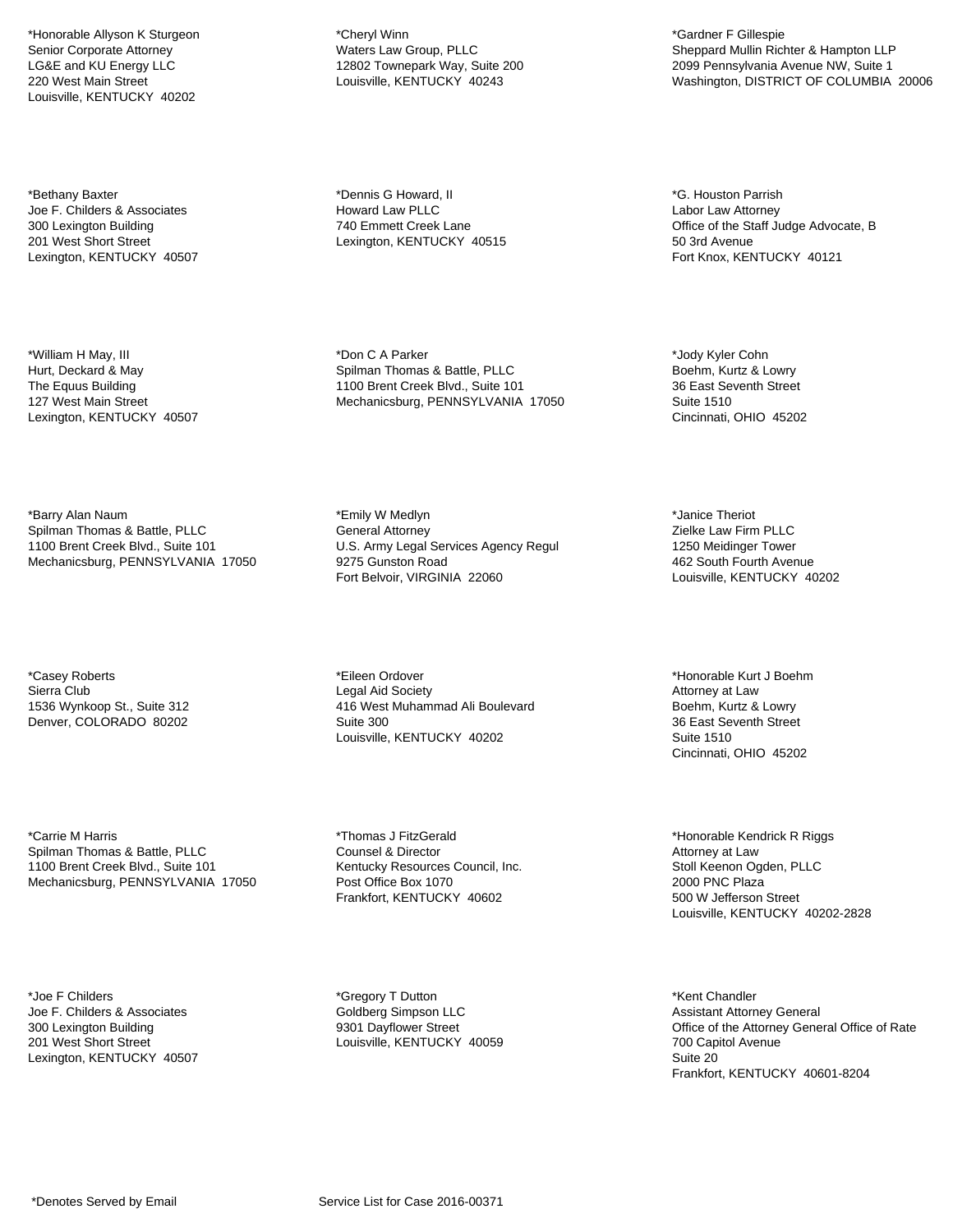*Honorable Allyson K Sturgeon
Senior Corporate Attorney
LG&E and KU Energy LLC
220 West Main Street
Louisville, KENTUCKY 40202

*Bethany Baxter
Joe F. Childers & Associates
300 Lexington Building
201 West Short Street
Lexington, KENTUCKY 40507

*William H May, III
Hurt, Deckard & May
The Equus Building
127 West Main Street
Lexington, KENTUCKY 40507

*Barry Alan Naum
Spilman Thomas & Battle, PLLC
1100 Brent Creek Blvd., Suite 101
Mechanicsburg, PENNSYLVANIA 17050

*Casey Roberts
Sierra Club
1536 Wynkoop St., Suite 312
Denver, COLORADO 80202

*Carrie M Harris
Spilman Thomas & Battle, PLLC
1100 Brent Creek Blvd., Suite 101
Mechanicsburg, PENNSYLVANIA 17050

*Joe F Childers
Joe F. Childers & Associates
300 Lexington Building
201 West Short Street
Lexington, KENTUCKY 40507

*Cheryl Winn
Waters Law Group, PLLC
12802 Townepark Way, Suite 200
Louisville, KENTUCKY 40243

*Dennis G Howard, II
Howard Law PLLC
740 Emmett Creek Lane
Lexington, KENTUCKY 40515

*Don C A Parker
Spilman Thomas & Battle, PLLC
1100 Brent Creek Blvd., Suite 101
Mechanicsburg, PENNSYLVANIA 17050

*Emily W Medlyn
General Attorney
U.S. Army Legal Services Agency Regul
9275 Gunston Road
Fort Belvoir, VIRGINIA 22060

*Eileen Ordover
Legal Aid Society
416 West Muhammad Ali Boulevard
Suite 300
Louisville, KENTUCKY 40202

*Thomas J FitzGerald
Counsel & Director
Kentucky Resources Council, Inc.
Post Office Box 1070
Frankfort, KENTUCKY 40602

*Gregory T Dutton
Goldberg Simpson LLC
9301 Dayflower Street
Louisville, KENTUCKY 40059

*Gardner F Gillespie
Sheppard Mullin Richter & Hampton LLP
2099 Pennsylvania Avenue NW, Suite 1
Washington, DISTRICT OF COLUMBIA 20006

*G. Houston Parrish
Labor Law Attorney
Office of the Staff Judge Advocate, B
50 3rd Avenue
Fort Knox, KENTUCKY 40121

*Jody Kyler Cohn
Boehm, Kurtz & Lowry
36 East Seventh Street
Suite 1510
Cincinnati, OHIO 45202

*Janice Theriot
Zielke Law Firm PLLC
1250 Meidinger Tower
462 South Fourth Avenue
Louisville, KENTUCKY 40202

*Honorable Kurt J Boehm
Attorney at Law
Boehm, Kurtz & Lowry
36 East Seventh Street
Suite 1510
Cincinnati, OHIO 45202

*Honorable Kendrick R Riggs
Attorney at Law
Stoll Keenon Ogden, PLLC
2000 PNC Plaza
500 W Jefferson Street
Louisville, KENTUCKY 40202-2828

*Kent Chandler
Assistant Attorney General
Office of the Attorney General Office of Rate
700 Capitol Avenue
Suite 20
Frankfort, KENTUCKY 40601-8204

*Denotes Served by Email

Service List for Case 2016-00371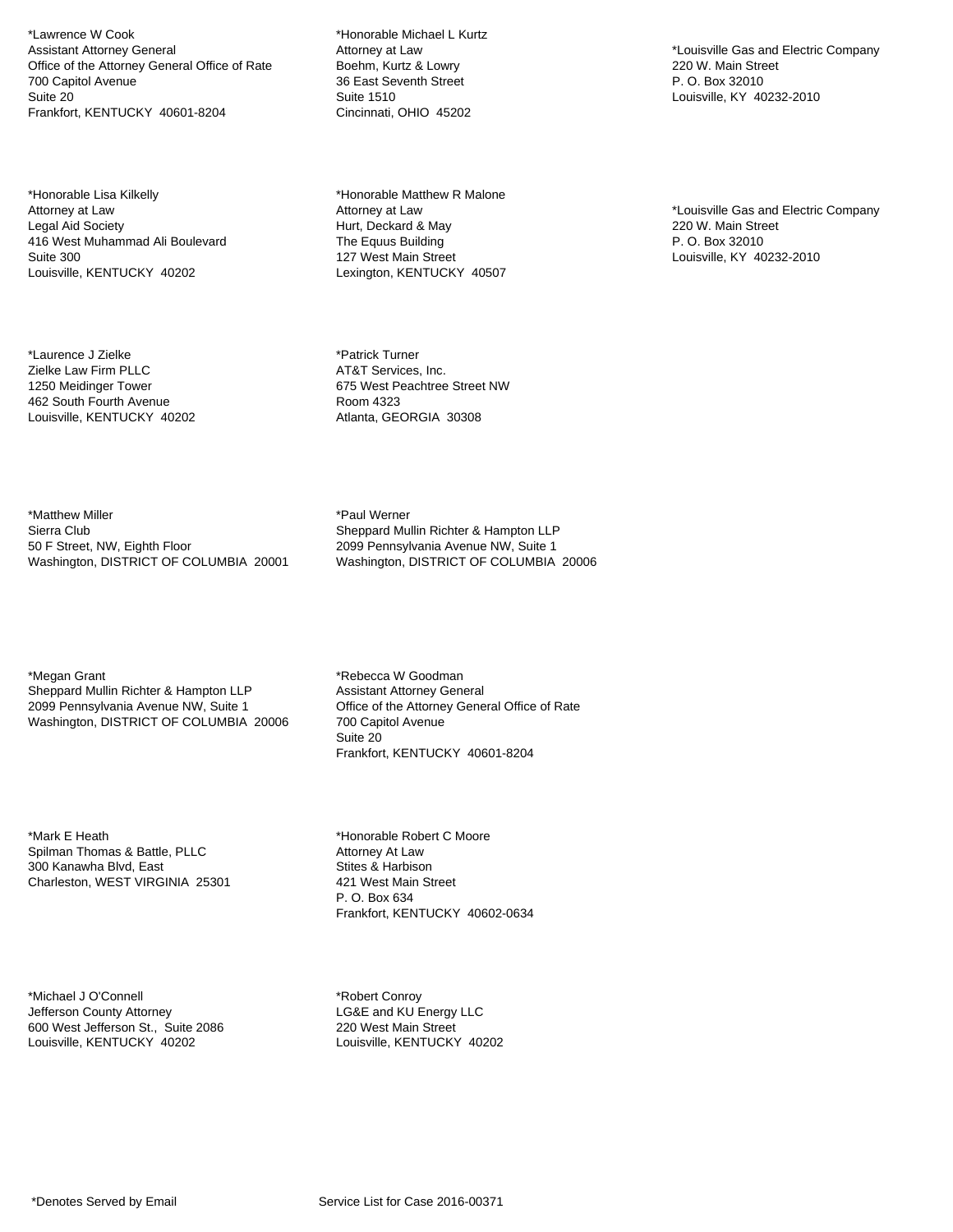*Lawrence W Cook
Assistant Attorney General
Office of the Attorney General Office of Rate
700 Capitol Avenue
Suite 20
Frankfort, KENTUCKY 40601-8204

*Honorable Michael L Kurtz
Attorney at Law
Boehm, Kurtz & Lowry
36 East Seventh Street
Suite 1510
Cincinnati, OHIO 45202

*Louisville Gas and Electric Company
220 W. Main Street
P. O. Box 32010
Louisville, KY 40232-2010

*Honorable Lisa Kilkelly
Attorney at Law
Legal Aid Society
416 West Muhammad Ali Boulevard
Suite 300
Louisville, KENTUCKY 40202

*Honorable Matthew R Malone
Attorney at Law
Hurt, Deckard & May
The Equus Building
127 West Main Street
Lexington, KENTUCKY 40507

*Louisville Gas and Electric Company
220 W. Main Street
P. O. Box 32010
Louisville, KY 40232-2010

*Laurence J Zielke
Zielke Law Firm PLLC
1250 Meidinger Tower
462 South Fourth Avenue
Louisville, KENTUCKY 40202

*Patrick Turner
AT&T Services, Inc.
675 West Peachtree Street NW
Room 4323
Atlanta, GEORGIA 30308

*Matthew Miller
Sierra Club
50 F Street, NW, Eighth Floor
Washington, DISTRICT OF COLUMBIA 20001

*Paul Werner
Sheppard Mullin Richter & Hampton LLP
2099 Pennsylvania Avenue NW, Suite 1
Washington, DISTRICT OF COLUMBIA 20006

*Megan Grant
Sheppard Mullin Richter & Hampton LLP
2099 Pennsylvania Avenue NW, Suite 1
Washington, DISTRICT OF COLUMBIA 20006

*Rebecca W Goodman
Assistant Attorney General
Office of the Attorney General Office of Rate
700 Capitol Avenue
Suite 20
Frankfort, KENTUCKY 40601-8204

*Mark E Heath
Spilman Thomas & Battle, PLLC
300 Kanawha Blvd, East
Charleston, WEST VIRGINIA 25301

*Honorable Robert C Moore
Attorney At Law
Stites & Harbison
421 West Main Street
P. O. Box 634
Frankfort, KENTUCKY 40602-0634

*Michael J O'Connell
Jefferson County Attorney
600 West Jefferson St., Suite 2086
Louisville, KENTUCKY 40202

*Robert Conroy
LG&E and KU Energy LLC
220 West Main Street
Louisville, KENTUCKY 40202

*Denotes Served by Email

Service List for Case 2016-00371